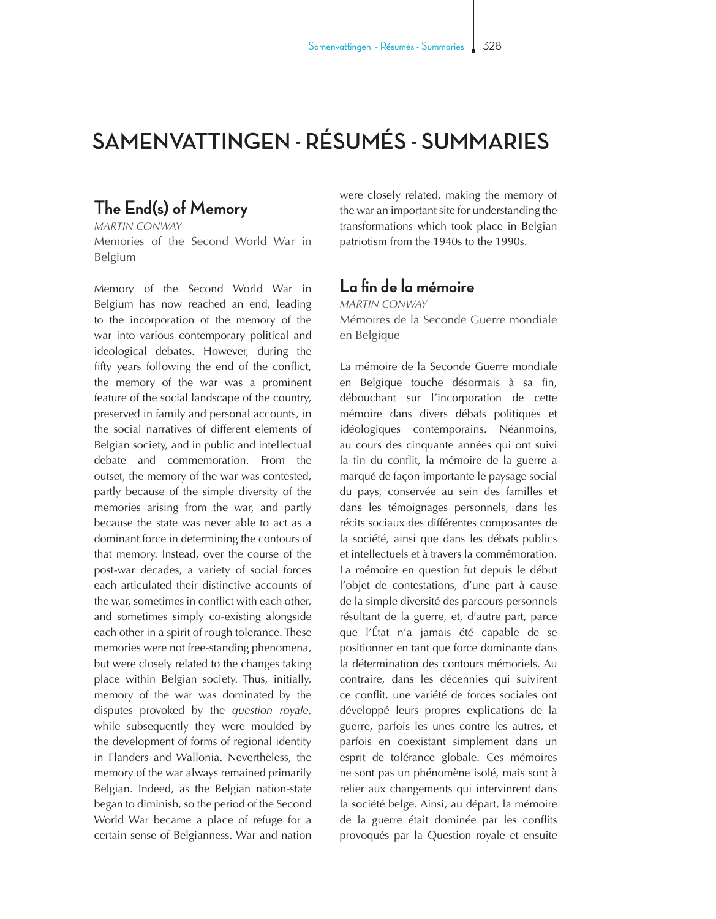# SAMENVATTINGEN - RÉSUMÉS - SUMMARIES

## The End(s) of Memory

*MARTIN CONWAY*

Memories of the Second World War in Belgium

Memory of the Second World War in Belgium has now reached an end, leading to the incorporation of the memory of the war into various contemporary political and ideological debates. However, during the fifty years following the end of the conflict, the memory of the war was a prominent feature of the social landscape of the country, preserved in family and personal accounts, in the social narratives of different elements of Belgian society, and in public and intellectual debate and commemoration. From the outset, the memory of the war was contested, partly because of the simple diversity of the memories arising from the war, and partly because the state was never able to act as a dominant force in determining the contours of that memory. Instead, over the course of the post-war decades, a variety of social forces each articulated their distinctive accounts of the war, sometimes in conflict with each other, and sometimes simply co-existing alongside each other in a spirit of rough tolerance. These memories were not free-standing phenomena, but were closely related to the changes taking place within Belgian society. Thus, initially, memory of the war was dominated by the disputes provoked by the *question royale*, while subsequently they were moulded by the development of forms of regional identity in Flanders and Wallonia. Nevertheless, the memory of the war always remained primarily Belgian. Indeed, as the Belgian nation-state began to diminish, so the period of the Second World War became a place of refuge for a certain sense of Belgianness. War and nation were closely related, making the memory of the war an important site for understanding the transformations which took place in Belgian patriotism from the 1940s to the 1990s.

## La fin de la mémoire

*MARTIN CONWAY*

Mémoires de la Seconde Guerre mondiale en Belgique

La mémoire de la Seconde Guerre mondiale en Belgique touche désormais à sa fin, débouchant sur l'incorporation de cette mémoire dans divers débats politiques et idéologiques contemporains. Néanmoins, au cours des cinquante années qui ont suivi la fin du conflit, la mémoire de la guerre a marqué de façon importante le paysage social du pays, conservée au sein des familles et dans les témoignages personnels, dans les récits sociaux des différentes composantes de la société, ainsi que dans les débats publics et intellectuels et à travers la commémoration. La mémoire en question fut depuis le début l'objet de contestations, d'une part à cause de la simple diversité des parcours personnels résultant de la guerre, et, d'autre part, parce que l'État n'a jamais été capable de se positionner en tant que force dominante dans la détermination des contours mémoriels. Au contraire, dans les décennies qui suivirent ce conflit, une variété de forces sociales ont développé leurs propres explications de la guerre, parfois les unes contre les autres, et parfois en coexistant simplement dans un esprit de tolérance globale. Ces mémoires ne sont pas un phénomène isolé, mais sont à relier aux changements qui intervinrent dans la société belge. Ainsi, au départ, la mémoire de la guerre était dominée par les conflits provoqués par la Question royale et ensuite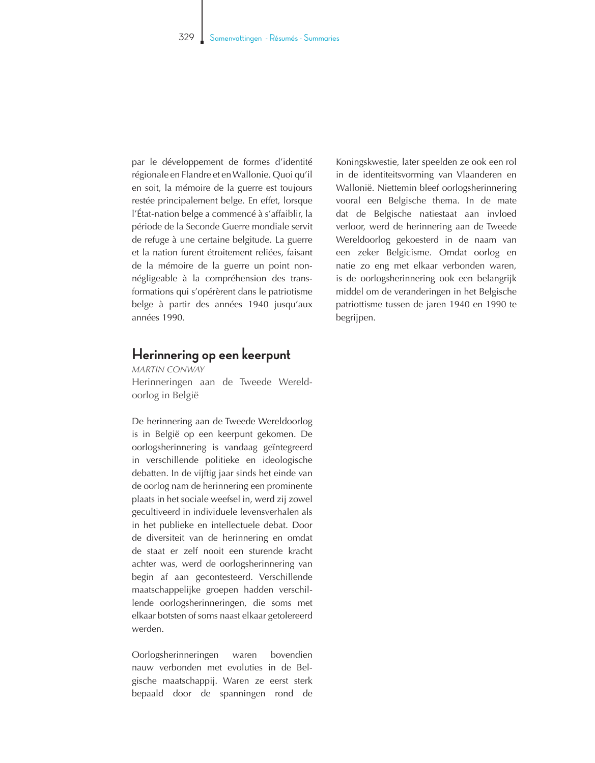par le développement de formes d'identité régionale en Flandre et en Wallonie. Quoi qu'il en soit, la mémoire de la guerre est toujours restée principalement belge. En effet, lorsque l'État-nation belge a commencé à s'affaiblir, la période de la Seconde Guerre mondiale servit de refuge à une certaine belgitude. La guerre et la nation furent étroitement reliées, faisant de la mémoire de la guerre un point non-négligeable à la compréhension des transformations qui s'opérèrent dans le patriotisme belge à partir des années 1940 jusqu'aux années 1990.

## Herinnering op een keerpunt

*MARTIN CONWAY*

Herinneringen aan de Tweede Wereldoorlog in België

De herinnering aan de Tweede Wereldoorlog is in België op een keerpunt gekomen. De oorlogsherinnering is vandaag geïntegreerd in verschillende politieke en ideologische debatten. In de vijftig jaar sinds het einde van de oorlog nam de herinnering een prominente plaats in het sociale weefsel in, werd zij zowel gecultiveerd in individuele levensverhalen als in het publieke en intellectuele debat. Door de diversiteit van de herinnering en omdat de staat er zelf nooit een sturende kracht achter was, werd de oorlogsherinnering van begin af aan gecontesteerd. Verschillende maatschappelijke groepen hadden verschillende oorlogsherinneringen, die soms met elkaar botsten of soms naast elkaar getolereerd werden.

Oorlogsherinneringen waren bovendien nauw verbonden met evoluties in de Belgische maatschappij. Waren ze eerst sterk bepaald door de spanningen rond de Koningskwestie, later speelden ze ook een rol in de identiteitsvorming van Vlaanderen en Wallonië. Niettemin bleef oorlogsherinnering vooral een Belgische thema. In de mate dat de Belgische natiestaat aan invloed verloor, werd de herinnering aan de Tweede Wereldoorlog gekoesterd in de naam van een zeker Belgicisme. Omdat oorlog en natie zo eng met elkaar verbonden waren, is de oorlogsherinnering ook een belangrijk middel om de veranderingen in het Belgische patriottisme tussen de jaren 1940 en 1990 te begrijpen.